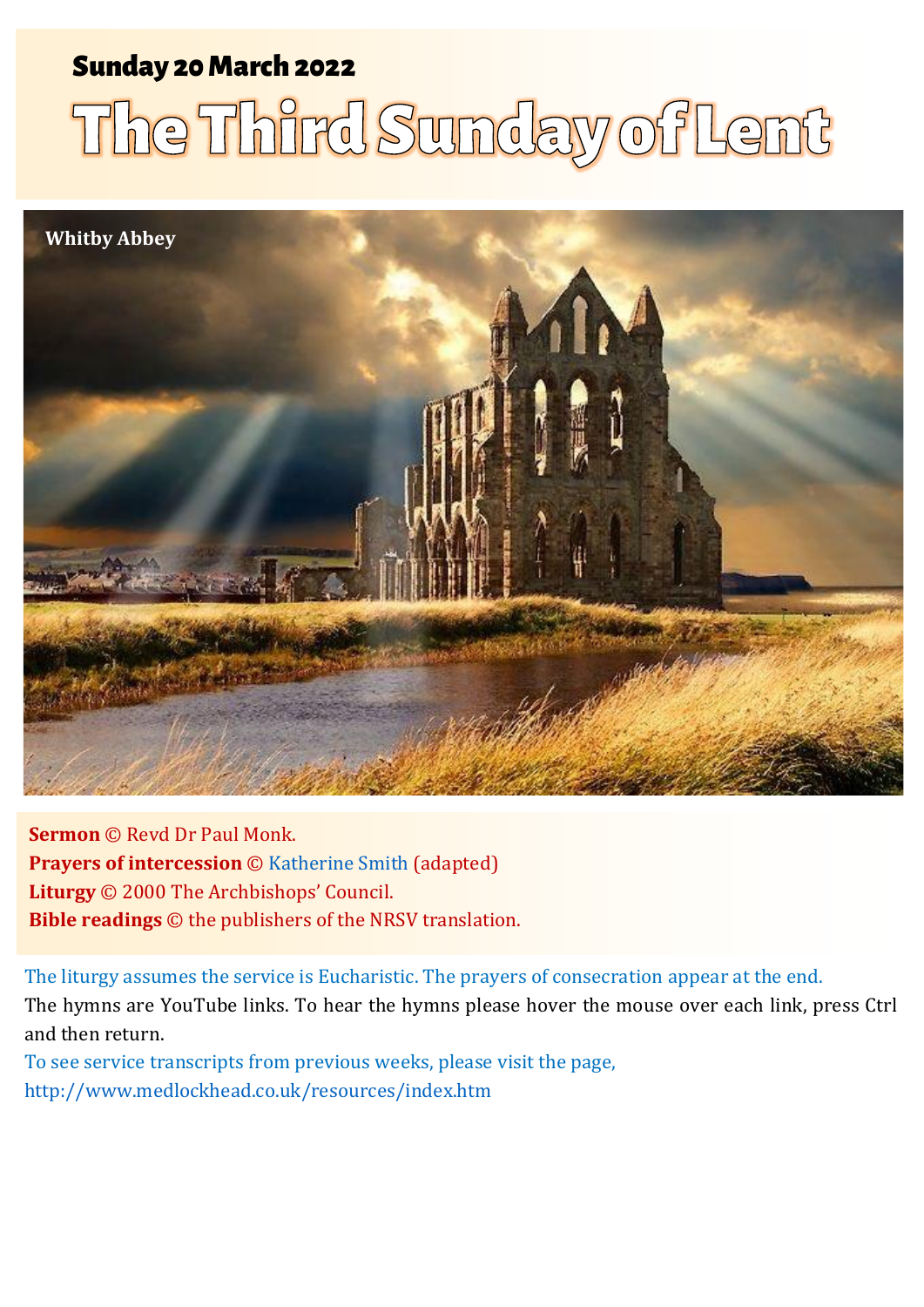**Sunday 20 March 2022**

# The Third Sunday of Lent

Whitby Abbey

**Sermon** © Revd Dr Paul Monk.
**Prayers of intercession** © Katherine Smith (adapted)
**Liturgy** © 2000 The Archbishops' Council.
**Bible readings** © the publishers of the NRSV translation.

The liturgy assumes the service is Eucharistic. The prayers of consecration appear at the end.

The hymns are YouTube links. To hear the hymns please hover the mouse over each link, press Ctrl and then return.

To see service transcripts from previous weeks, please visit the page,
http://www.medlockhead.co.uk/resources/index.htm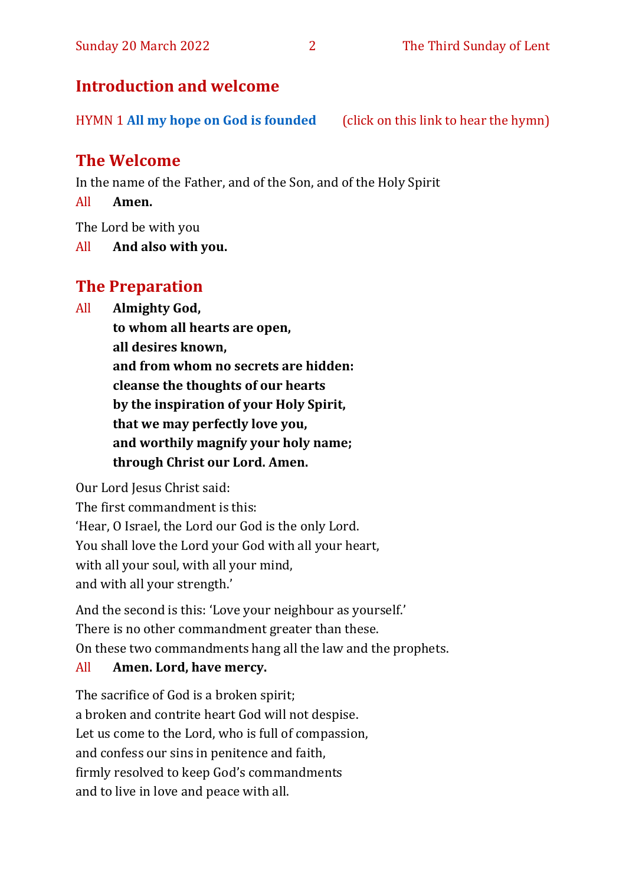## Introduction and welcome

HYMN 1 **All my hope on God is founded** (click on this link to hear the hymn)

## The Welcome

In the name of the Father, and of the Son, and of the Holy Spirit

All **Amen.**

The Lord be with you

All **And also with you.**

## The Preparation

All **Almighty God,**
**to whom all hearts are open,**
**all desires known,**
**and from whom no secrets are hidden:**
**cleanse the thoughts of our hearts**
**by the inspiration of your Holy Spirit,**
**that we may perfectly love you,**
**and worthily magnify your holy name;**
**through Christ our Lord. Amen.**

Our Lord Jesus Christ said:
The first commandment is this:
'Hear, O Israel, the Lord our God is the only Lord.
You shall love the Lord your God with all your heart,
with all your soul, with all your mind,
and with all your strength.'

And the second is this: 'Love your neighbour as yourself.'
There is no other commandment greater than these.
On these two commandments hang all the law and the prophets.

All **Amen. Lord, have mercy.**

The sacrifice of God is a broken spirit;
a broken and contrite heart God will not despise.
Let us come to the Lord, who is full of compassion,
and confess our sins in penitence and faith,
firmly resolved to keep God's commandments
and to live in love and peace with all.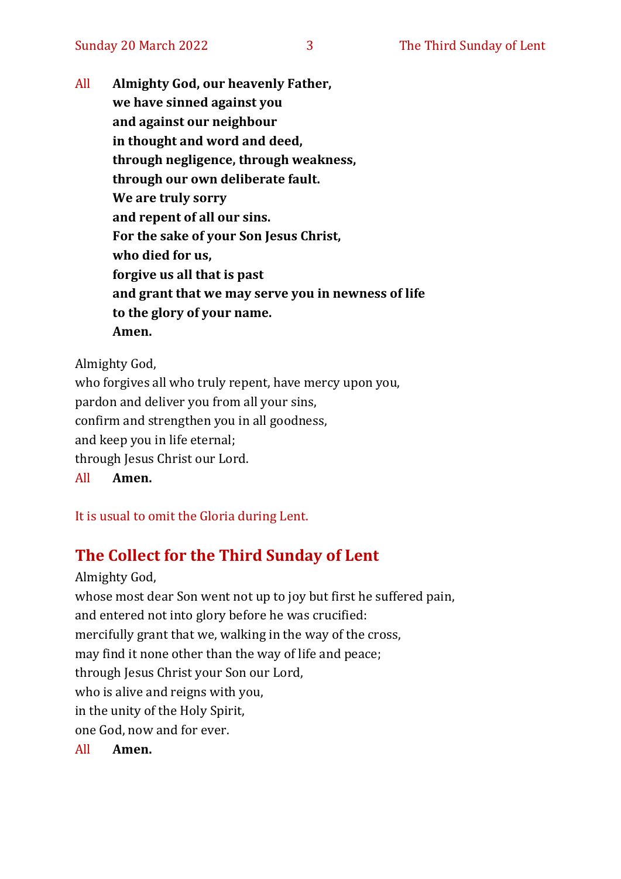All **Almighty God, our heavenly Father,**
**we have sinned against you**
**and against our neighbour**
**in thought and word and deed,**
**through negligence, through weakness,**
**through our own deliberate fault.**
**We are truly sorry**
**and repent of all our sins.**
**For the sake of your Son Jesus Christ,**
**who died for us,**
**forgive us all that is past**
**and grant that we may serve you in newness of life**
**to the glory of your name.**
**Amen.**

Almighty God,
who forgives all who truly repent, have mercy upon you,
pardon and deliver you from all your sins,
confirm and strengthen you in all goodness,
and keep you in life eternal;
through Jesus Christ our Lord.
All **Amen.**

It is usual to omit the Gloria during Lent.

## The Collect for the Third Sunday of Lent

Almighty God,
whose most dear Son went not up to joy but first he suffered pain,
and entered not into glory before he was crucified:
mercifully grant that we, walking in the way of the cross,
may find it none other than the way of life and peace;
through Jesus Christ your Son our Lord,
who is alive and reigns with you,
in the unity of the Holy Spirit,
one God, now and for ever.
All **Amen.**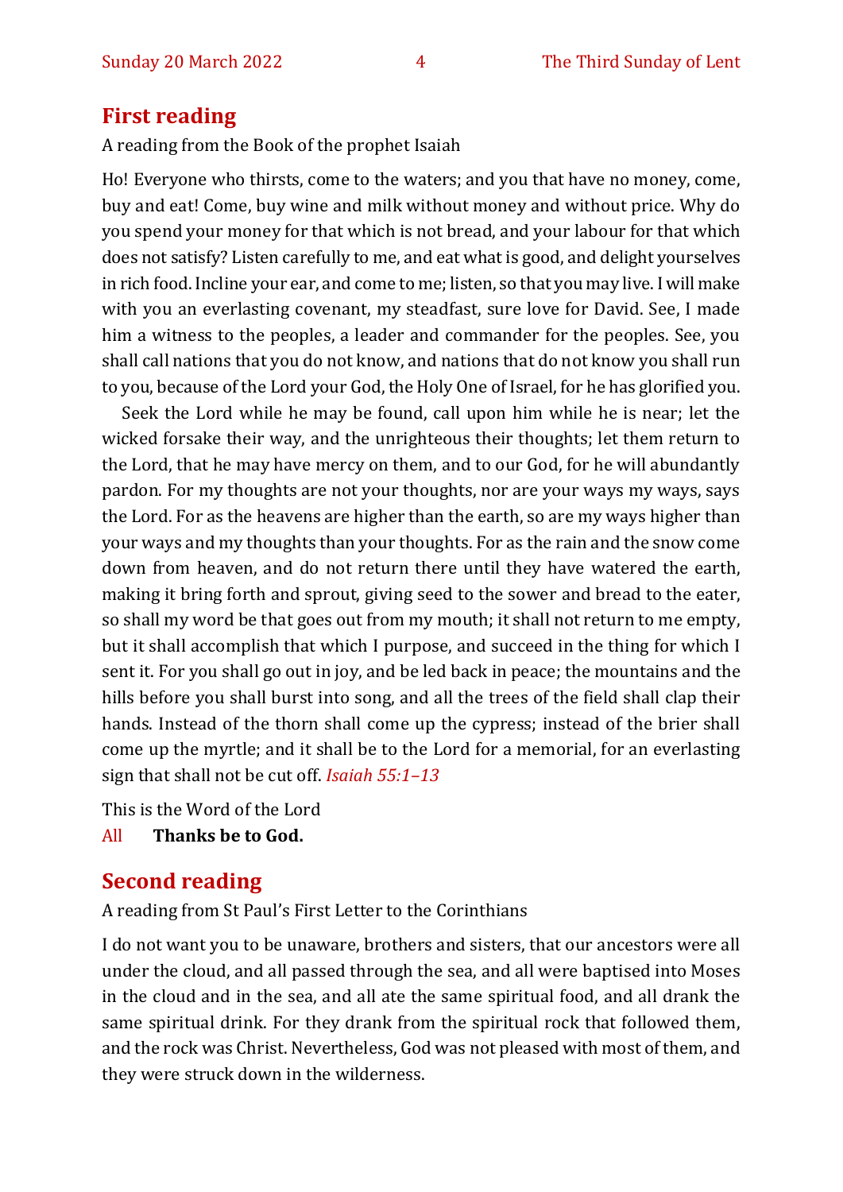## First reading

A reading from the Book of the prophet Isaiah

Ho! Everyone who thirsts, come to the waters; and you that have no money, come, buy and eat! Come, buy wine and milk without money and without price. Why do you spend your money for that which is not bread, and your labour for that which does not satisfy? Listen carefully to me, and eat what is good, and delight yourselves in rich food. Incline your ear, and come to me; listen, so that you may live. I will make with you an everlasting covenant, my steadfast, sure love for David. See, I made him a witness to the peoples, a leader and commander for the peoples. See, you shall call nations that you do not know, and nations that do not know you shall run to you, because of the Lord your God, the Holy One of Israel, for he has glorified you.

Seek the Lord while he may be found, call upon him while he is near; let the wicked forsake their way, and the unrighteous their thoughts; let them return to the Lord, that he may have mercy on them, and to our God, for he will abundantly pardon. For my thoughts are not your thoughts, nor are your ways my ways, says the Lord. For as the heavens are higher than the earth, so are my ways higher than your ways and my thoughts than your thoughts. For as the rain and the snow come down from heaven, and do not return there until they have watered the earth, making it bring forth and sprout, giving seed to the sower and bread to the eater, so shall my word be that goes out from my mouth; it shall not return to me empty, but it shall accomplish that which I purpose, and succeed in the thing for which I sent it. For you shall go out in joy, and be led back in peace; the mountains and the hills before you shall burst into song, and all the trees of the field shall clap their hands. Instead of the thorn shall come up the cypress; instead of the brier shall come up the myrtle; and it shall be to the Lord for a memorial, for an everlasting sign that shall not be cut off. *Isaiah 55:1–13*

This is the Word of the Lord

All **Thanks be to God.**

## Second reading

A reading from St Paul's First Letter to the Corinthians

I do not want you to be unaware, brothers and sisters, that our ancestors were all under the cloud, and all passed through the sea, and all were baptised into Moses in the cloud and in the sea, and all ate the same spiritual food, and all drank the same spiritual drink. For they drank from the spiritual rock that followed them, and the rock was Christ. Nevertheless, God was not pleased with most of them, and they were struck down in the wilderness.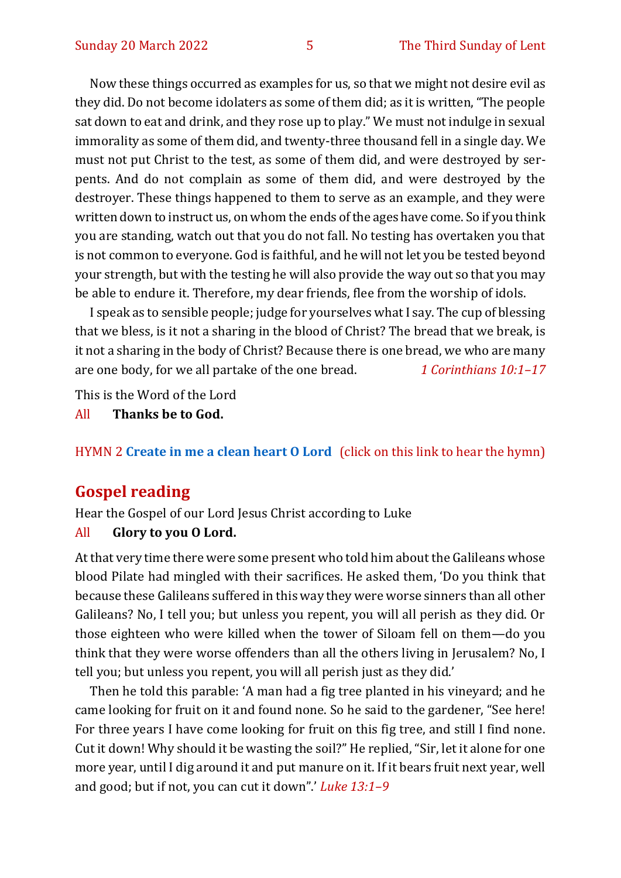Now these things occurred as examples for us, so that we might not desire evil as they did. Do not become idolaters as some of them did; as it is written, "The people sat down to eat and drink, and they rose up to play." We must not indulge in sexual immorality as some of them did, and twenty-three thousand fell in a single day. We must not put Christ to the test, as some of them did, and were destroyed by serpents. And do not complain as some of them did, and were destroyed by the destroyer. These things happened to them to serve as an example, and they were written down to instruct us, on whom the ends of the ages have come. So if you think you are standing, watch out that you do not fall. No testing has overtaken you that is not common to everyone. God is faithful, and he will not let you be tested beyond your strength, but with the testing he will also provide the way out so that you may be able to endure it. Therefore, my dear friends, flee from the worship of idols.

I speak as to sensible people; judge for yourselves what I say. The cup of blessing that we bless, is it not a sharing in the blood of Christ? The bread that we break, is it not a sharing in the body of Christ? Because there is one bread, we who are many are one body, for we all partake of the one bread. *1 Corinthians 10:1–17*

This is the Word of the Lord

All **Thanks be to God.**

HYMN 2 **Create in me a clean heart O Lord** (click on this link to hear the hymn)

## Gospel reading

Hear the Gospel of our Lord Jesus Christ according to Luke

All **Glory to you O Lord.**

At that very time there were some present who told him about the Galileans whose blood Pilate had mingled with their sacrifices. He asked them, 'Do you think that because these Galileans suffered in this way they were worse sinners than all other Galileans? No, I tell you; but unless you repent, you will all perish as they did. Or those eighteen who were killed when the tower of Siloam fell on them—do you think that they were worse offenders than all the others living in Jerusalem? No, I tell you; but unless you repent, you will all perish just as they did.'

Then he told this parable: 'A man had a fig tree planted in his vineyard; and he came looking for fruit on it and found none. So he said to the gardener, "See here! For three years I have come looking for fruit on this fig tree, and still I find none. Cut it down! Why should it be wasting the soil?" He replied, "Sir, let it alone for one more year, until I dig around it and put manure on it. If it bears fruit next year, well and good; but if not, you can cut it down".' *Luke 13:1–9*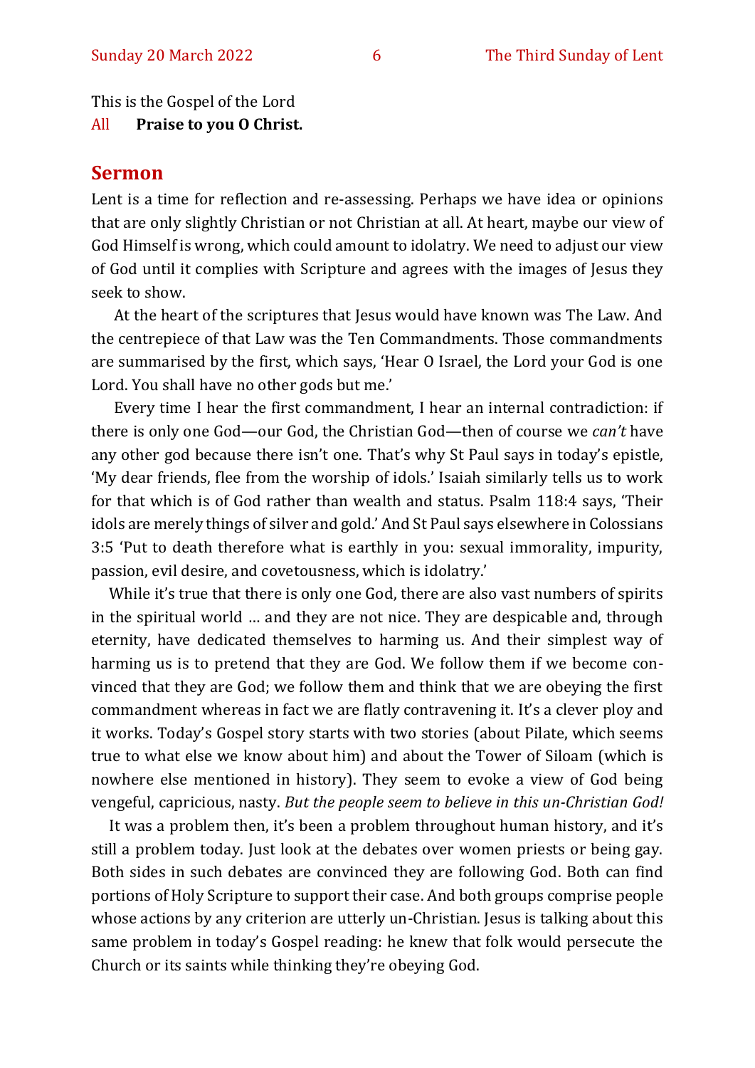This is the Gospel of the Lord

All **Praise to you O Christ.**

## Sermon

Lent is a time for reflection and re-assessing. Perhaps we have idea or opinions that are only slightly Christian or not Christian at all. At heart, maybe our view of God Himself is wrong, which could amount to idolatry. We need to adjust our view of God until it complies with Scripture and agrees with the images of Jesus they seek to show.

At the heart of the scriptures that Jesus would have known was The Law. And the centrepiece of that Law was the Ten Commandments. Those commandments are summarised by the first, which says, 'Hear O Israel, the Lord your God is one Lord. You shall have no other gods but me.'

Every time I hear the first commandment, I hear an internal contradiction: if there is only one God—our God, the Christian God—then of course we *can't* have any other god because there isn't one. That's why St Paul says in today's epistle, 'My dear friends, flee from the worship of idols.' Isaiah similarly tells us to work for that which is of God rather than wealth and status. Psalm 118:4 says, 'Their idols are merely things of silver and gold.' And St Paul says elsewhere in Colossians 3:5 'Put to death therefore what is earthly in you: sexual immorality, impurity, passion, evil desire, and covetousness, which is idolatry.'

While it's true that there is only one God, there are also vast numbers of spirits in the spiritual world … and they are not nice. They are despicable and, through eternity, have dedicated themselves to harming us. And their simplest way of harming us is to pretend that they are God. We follow them if we become convinced that they are God; we follow them and think that we are obeying the first commandment whereas in fact we are flatly contravening it. It's a clever ploy and it works. Today's Gospel story starts with two stories (about Pilate, which seems true to what else we know about him) and about the Tower of Siloam (which is nowhere else mentioned in history). They seem to evoke a view of God being vengeful, capricious, nasty. *But the people seem to believe in this un-Christian God!*

It was a problem then, it's been a problem throughout human history, and it's still a problem today. Just look at the debates over women priests or being gay. Both sides in such debates are convinced they are following God. Both can find portions of Holy Scripture to support their case. And both groups comprise people whose actions by any criterion are utterly un-Christian. Jesus is talking about this same problem in today's Gospel reading: he knew that folk would persecute the Church or its saints while thinking they're obeying God.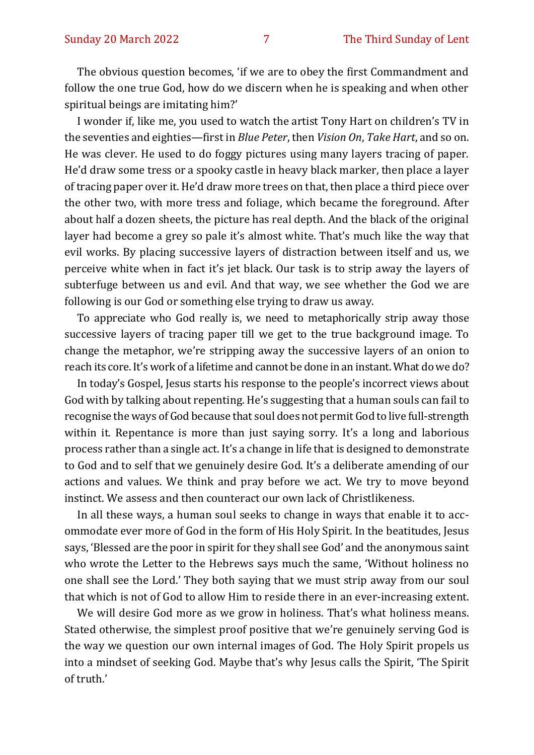The obvious question becomes, 'if we are to obey the first Commandment and follow the one true God, how do we discern when he is speaking and when other spiritual beings are imitating him?'

I wonder if, like me, you used to watch the artist Tony Hart on children's TV in the seventies and eighties—first in *Blue Peter*, then *Vision On*, *Take Hart*, and so on. He was clever. He used to do foggy pictures using many layers tracing of paper. He'd draw some tress or a spooky castle in heavy black marker, then place a layer of tracing paper over it. He'd draw more trees on that, then place a third piece over the other two, with more tress and foliage, which became the foreground. After about half a dozen sheets, the picture has real depth. And the black of the original layer had become a grey so pale it's almost white. That's much like the way that evil works. By placing successive layers of distraction between itself and us, we perceive white when in fact it's jet black. Our task is to strip away the layers of subterfuge between us and evil. And that way, we see whether the God we are following is our God or something else trying to draw us away.

To appreciate who God really is, we need to metaphorically strip away those successive layers of tracing paper till we get to the true background image. To change the metaphor, we're stripping away the successive layers of an onion to reach its core. It's work of a lifetime and cannot be done in an instant. What do we do?

In today's Gospel, Jesus starts his response to the people's incorrect views about God with by talking about repenting. He's suggesting that a human souls can fail to recognise the ways of God because that soul does not permit God to live full-strength within it. Repentance is more than just saying sorry. It's a long and laborious process rather than a single act. It's a change in life that is designed to demonstrate to God and to self that we genuinely desire God. It's a deliberate amending of our actions and values. We think and pray before we act. We try to move beyond instinct. We assess and then counteract our own lack of Christlikeness.

In all these ways, a human soul seeks to change in ways that enable it to accommodate ever more of God in the form of His Holy Spirit. In the beatitudes, Jesus says, 'Blessed are the poor in spirit for they shall see God' and the anonymous saint who wrote the Letter to the Hebrews says much the same, 'Without holiness no one shall see the Lord.' They both saying that we must strip away from our soul that which is not of God to allow Him to reside there in an ever-increasing extent.

We will desire God more as we grow in holiness. That's what holiness means. Stated otherwise, the simplest proof positive that we're genuinely serving God is the way we question our own internal images of God. The Holy Spirit propels us into a mindset of seeking God. Maybe that's why Jesus calls the Spirit, 'The Spirit of truth.'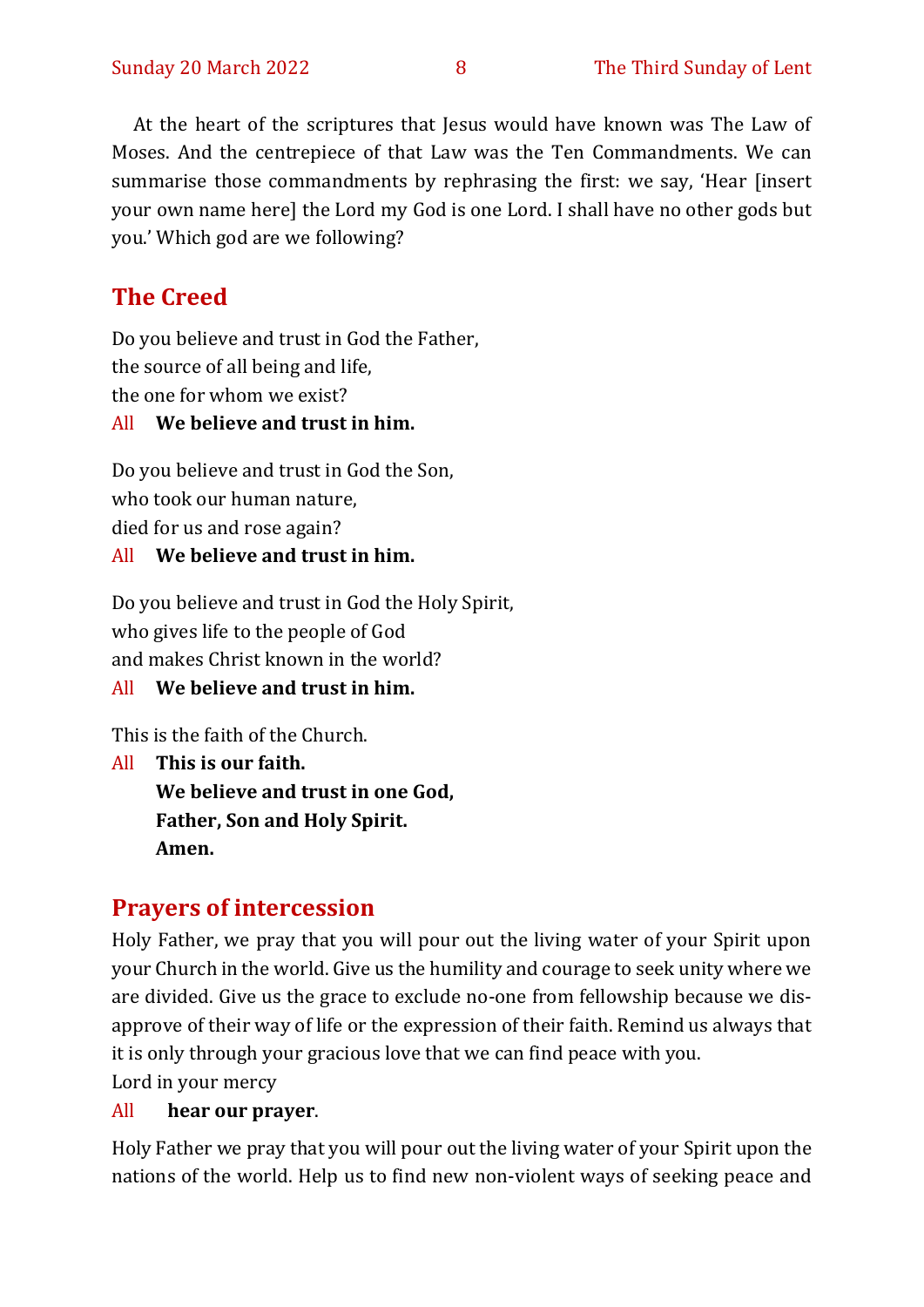At the heart of the scriptures that Jesus would have known was The Law of Moses. And the centrepiece of that Law was the Ten Commandments. We can summarise those commandments by rephrasing the first: we say, 'Hear [insert your own name here] the Lord my God is one Lord. I shall have no other gods but you.' Which god are we following?

## The Creed

Do you believe and trust in God the Father,
the source of all being and life,
the one for whom we exist?

All **We believe and trust in him.**

Do you believe and trust in God the Son,
who took our human nature,
died for us and rose again?

All **We believe and trust in him.**

Do you believe and trust in God the Holy Spirit,
who gives life to the people of God
and makes Christ known in the world?

All **We believe and trust in him.**

This is the faith of the Church.

All **This is our faith.**
**We believe and trust in one God,**
**Father, Son and Holy Spirit.**
**Amen.**

## Prayers of intercession

Holy Father, we pray that you will pour out the living water of your Spirit upon your Church in the world. Give us the humility and courage to seek unity where we are divided. Give us the grace to exclude no-one from fellowship because we disapprove of their way of life or the expression of their faith. Remind us always that it is only through your gracious love that we can find peace with you.
Lord in your mercy

All **hear our prayer**.

Holy Father we pray that you will pour out the living water of your Spirit upon the nations of the world. Help us to find new non-violent ways of seeking peace and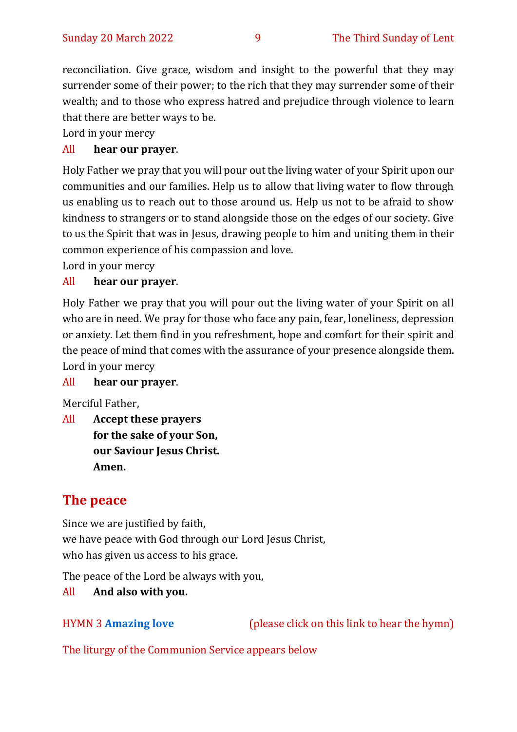reconciliation. Give grace, wisdom and insight to the powerful that they may surrender some of their power; to the rich that they may surrender some of their wealth; and to those who express hatred and prejudice through violence to learn that there are better ways to be.

Lord in your mercy

All **hear our prayer**.

Holy Father we pray that you will pour out the living water of your Spirit upon our communities and our families. Help us to allow that living water to flow through us enabling us to reach out to those around us. Help us not to be afraid to show kindness to strangers or to stand alongside those on the edges of our society. Give to us the Spirit that was in Jesus, drawing people to him and uniting them in their common experience of his compassion and love.

Lord in your mercy

All **hear our prayer**.

Holy Father we pray that you will pour out the living water of your Spirit on all who are in need. We pray for those who face any pain, fear, loneliness, depression or anxiety. Let them find in you refreshment, hope and comfort for their spirit and the peace of mind that comes with the assurance of your presence alongside them.

Lord in your mercy

All **hear our prayer**.

Merciful Father,

All **Accept these prayers**
**for the sake of your Son,**
**our Saviour Jesus Christ.**
**Amen.**

## The peace

Since we are justified by faith,
we have peace with God through our Lord Jesus Christ,
who has given us access to his grace.

The peace of the Lord be always with you,

All **And also with you.**

HYMN 3 **Amazing love** (please click on this link to hear the hymn)

The liturgy of the Communion Service appears below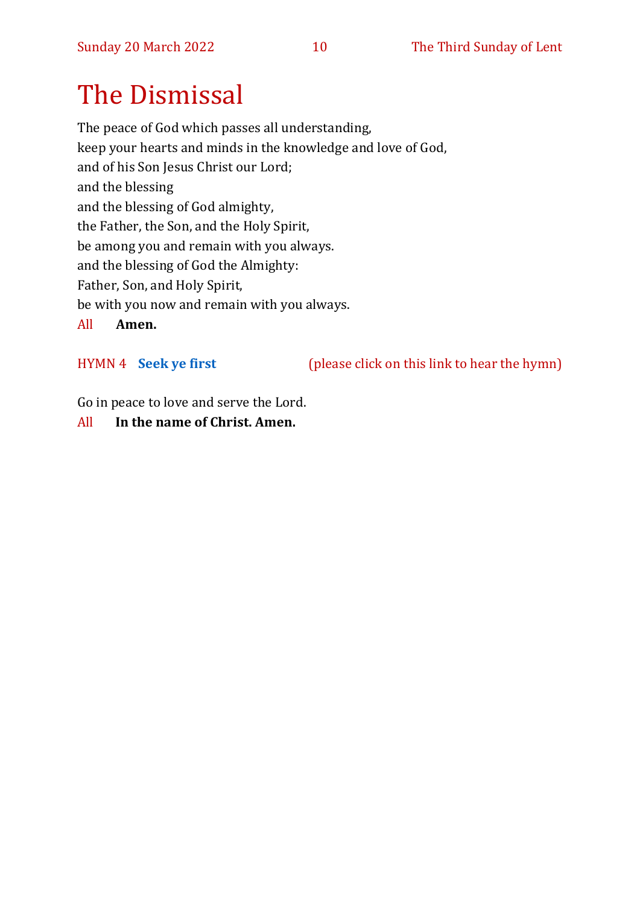# The Dismissal

The peace of God which passes all understanding,
keep your hearts and minds in the knowledge and love of God,
and of his Son Jesus Christ our Lord;
and the blessing
and the blessing of God almighty,
the Father, the Son, and the Holy Spirit,
be among you and remain with you always.
and the blessing of God the Almighty:
Father, Son, and Holy Spirit,
be with you now and remain with you always.

All **Amen.**

HYMN 4 **Seek ye first** (please click on this link to hear the hymn)

Go in peace to love and serve the Lord.

All **In the name of Christ. Amen.**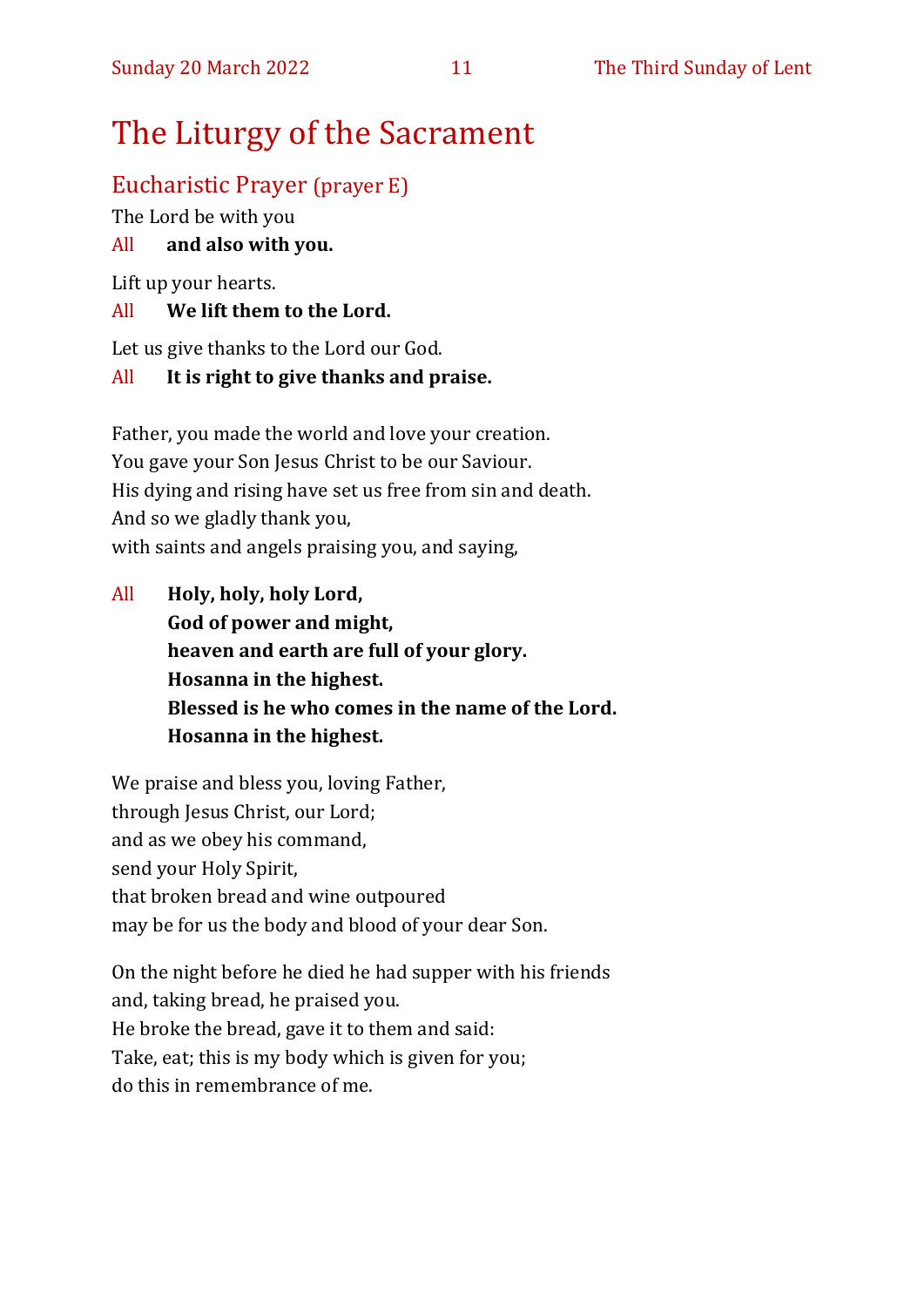# The Liturgy of the Sacrament

## Eucharistic Prayer (prayer E)

The Lord be with you

All **and also with you.**

Lift up your hearts.

All **We lift them to the Lord.**

Let us give thanks to the Lord our God.

All **It is right to give thanks and praise.**

Father, you made the world and love your creation.
You gave your Son Jesus Christ to be our Saviour.
His dying and rising have set us free from sin and death.
And so we gladly thank you,
with saints and angels praising you, and saying,

All **Holy, holy, holy Lord,**
**God of power and might,**
**heaven and earth are full of your glory.**
**Hosanna in the highest.**
**Blessed is he who comes in the name of the Lord.**
**Hosanna in the highest.**

We praise and bless you, loving Father,
through Jesus Christ, our Lord;
and as we obey his command,
send your Holy Spirit,
that broken bread and wine outpoured
may be for us the body and blood of your dear Son.

On the night before he died he had supper with his friends
and, taking bread, he praised you.
He broke the bread, gave it to them and said:
Take, eat; this is my body which is given for you;
do this in remembrance of me.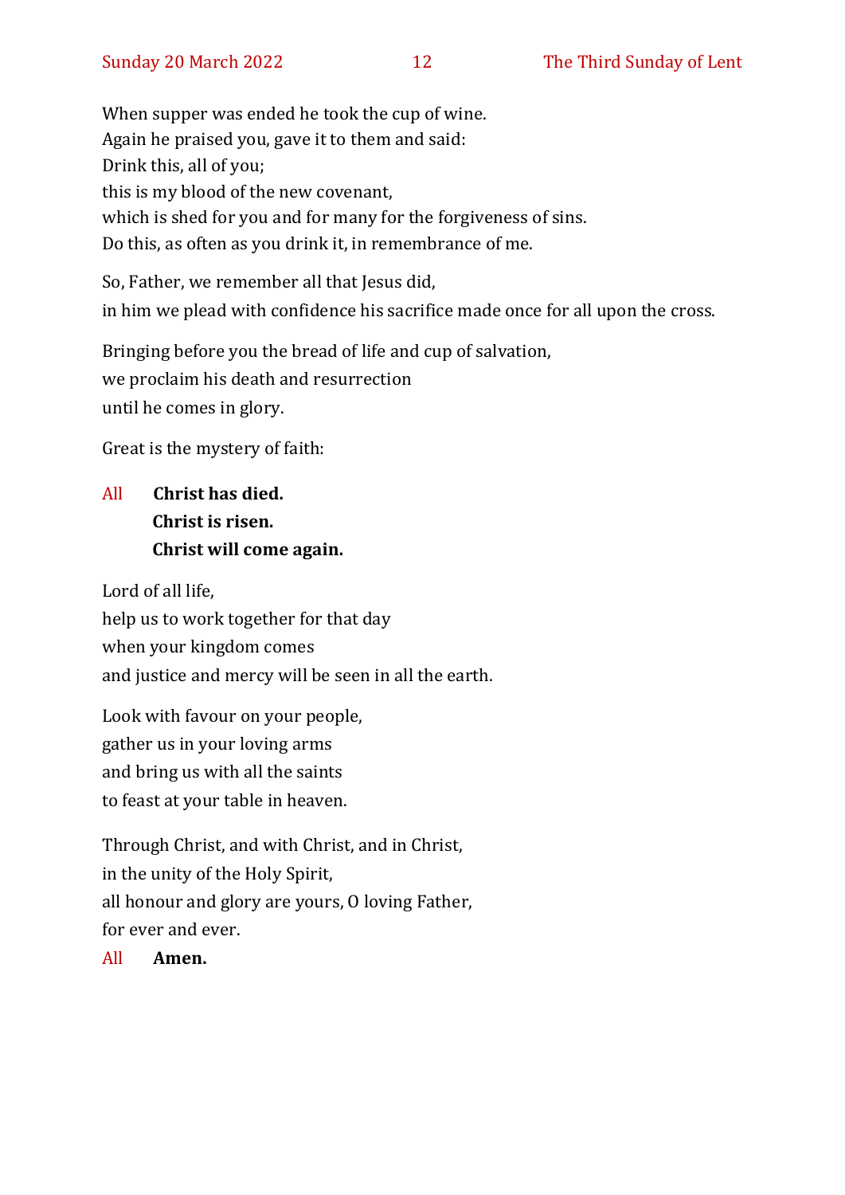When supper was ended he took the cup of wine.
Again he praised you, gave it to them and said:
Drink this, all of you;
this is my blood of the new covenant,
which is shed for you and for many for the forgiveness of sins.
Do this, as often as you drink it, in remembrance of me.

So, Father, we remember all that Jesus did,
in him we plead with confidence his sacrifice made once for all upon the cross.

Bringing before you the bread of life and cup of salvation,
we proclaim his death and resurrection
until he comes in glory.

Great is the mystery of faith:

All **Christ has died.**
**Christ is risen.**
**Christ will come again.**

Lord of all life,
help us to work together for that day
when your kingdom comes
and justice and mercy will be seen in all the earth.

Look with favour on your people,
gather us in your loving arms
and bring us with all the saints
to feast at your table in heaven.

Through Christ, and with Christ, and in Christ,
in the unity of the Holy Spirit,
all honour and glory are yours, O loving Father,
for ever and ever.

All **Amen.**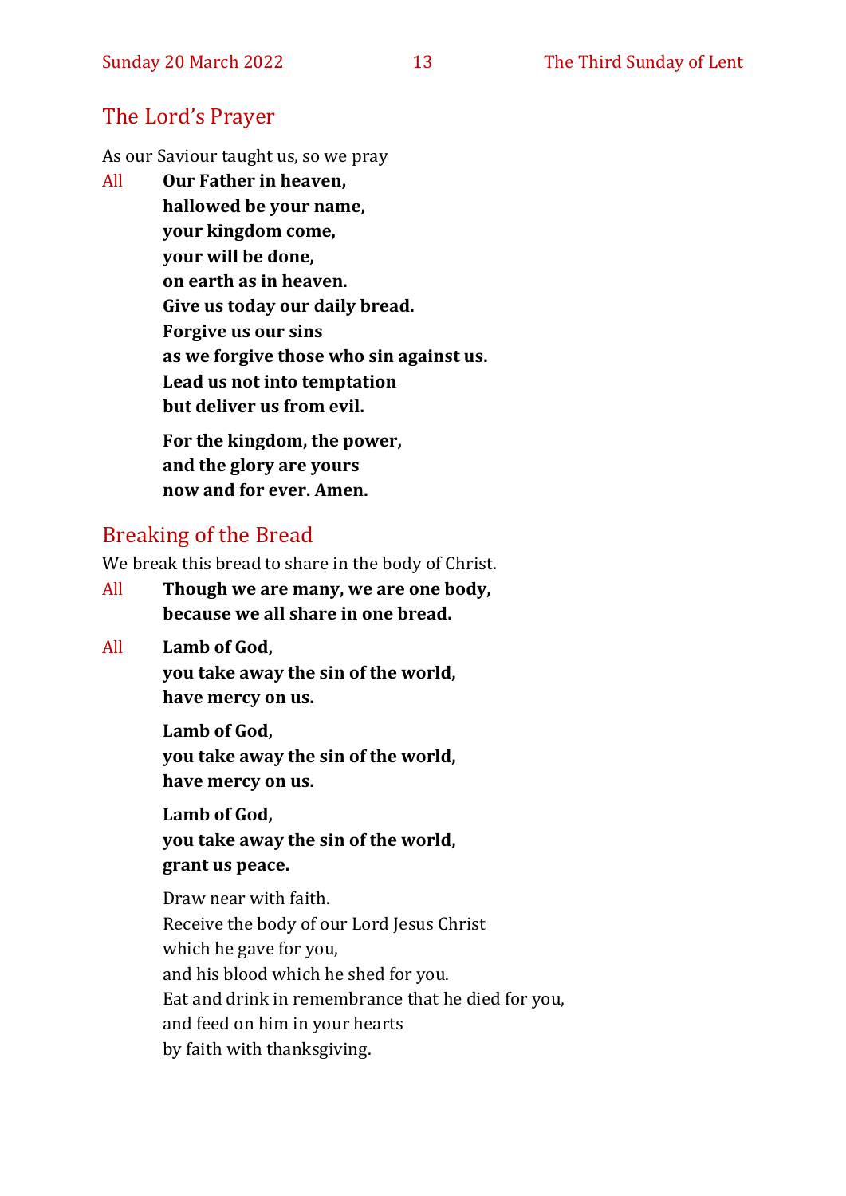## The Lord's Prayer

As our Saviour taught us, so we pray

All **Our Father in heaven,**
**hallowed be your name,**
**your kingdom come,**
**your will be done,**
**on earth as in heaven.**
**Give us today our daily bread.**
**Forgive us our sins**
**as we forgive those who sin against us.**
**Lead us not into temptation**
**but deliver us from evil.**

**For the kingdom, the power,**
**and the glory are yours**
**now and for ever. Amen.**

## Breaking of the Bread

We break this bread to share in the body of Christ.

All **Though we are many, we are one body,**
**because we all share in one bread.**

All **Lamb of God,**
**you take away the sin of the world,**
**have mercy on us.**

**Lamb of God,**
**you take away the sin of the world,**
**have mercy on us.**

**Lamb of God,**
**you take away the sin of the world,**
**grant us peace.**

Draw near with faith.
Receive the body of our Lord Jesus Christ
which he gave for you,
and his blood which he shed for you.
Eat and drink in remembrance that he died for you,
and feed on him in your hearts
by faith with thanksgiving.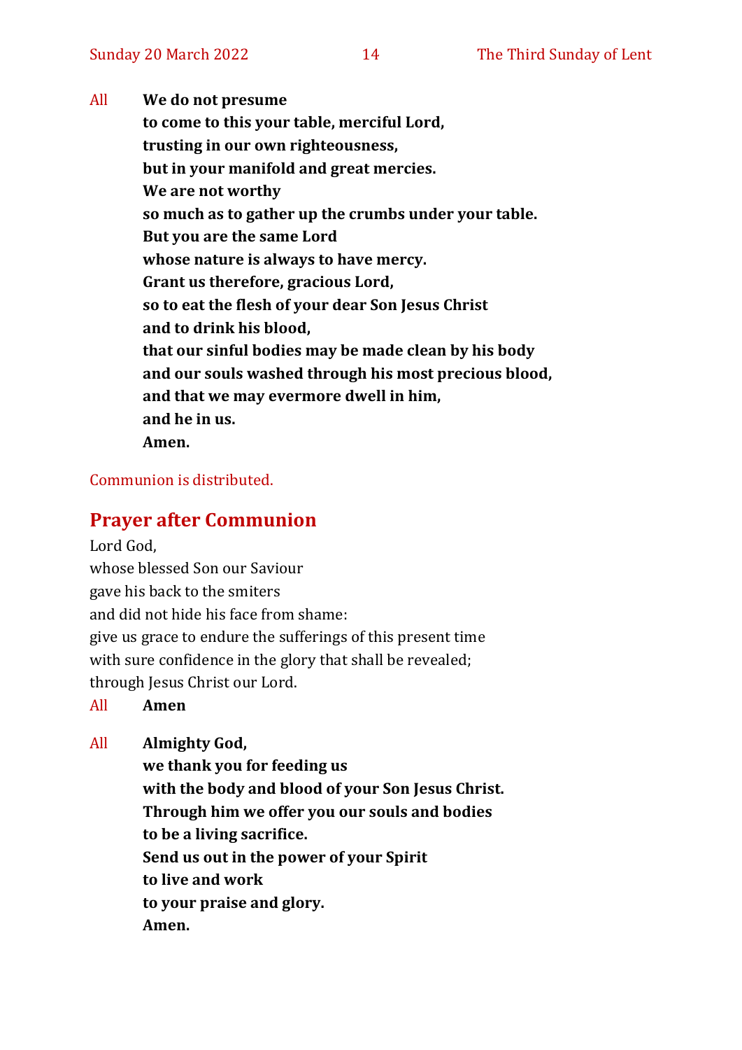All **We do not presume**
**to come to this your table, merciful Lord,**
**trusting in our own righteousness,**
**but in your manifold and great mercies.**
**We are not worthy**
**so much as to gather up the crumbs under your table.**
**But you are the same Lord**
**whose nature is always to have mercy.**
**Grant us therefore, gracious Lord,**
**so to eat the flesh of your dear Son Jesus Christ**
**and to drink his blood,**
**that our sinful bodies may be made clean by his body**
**and our souls washed through his most precious blood,**
**and that we may evermore dwell in him,**
**and he in us.**
**Amen.**

Communion is distributed.

## Prayer after Communion

Lord God,
whose blessed Son our Saviour
gave his back to the smiters
and did not hide his face from shame:
give us grace to endure the sufferings of this present time
with sure confidence in the glory that shall be revealed;
through Jesus Christ our Lord.

All **Amen**

All **Almighty God,**
**we thank you for feeding us**
**with the body and blood of your Son Jesus Christ.**
**Through him we offer you our souls and bodies**
**to be a living sacrifice.**
**Send us out in the power of your Spirit**
**to live and work**
**to your praise and glory.**
**Amen.**